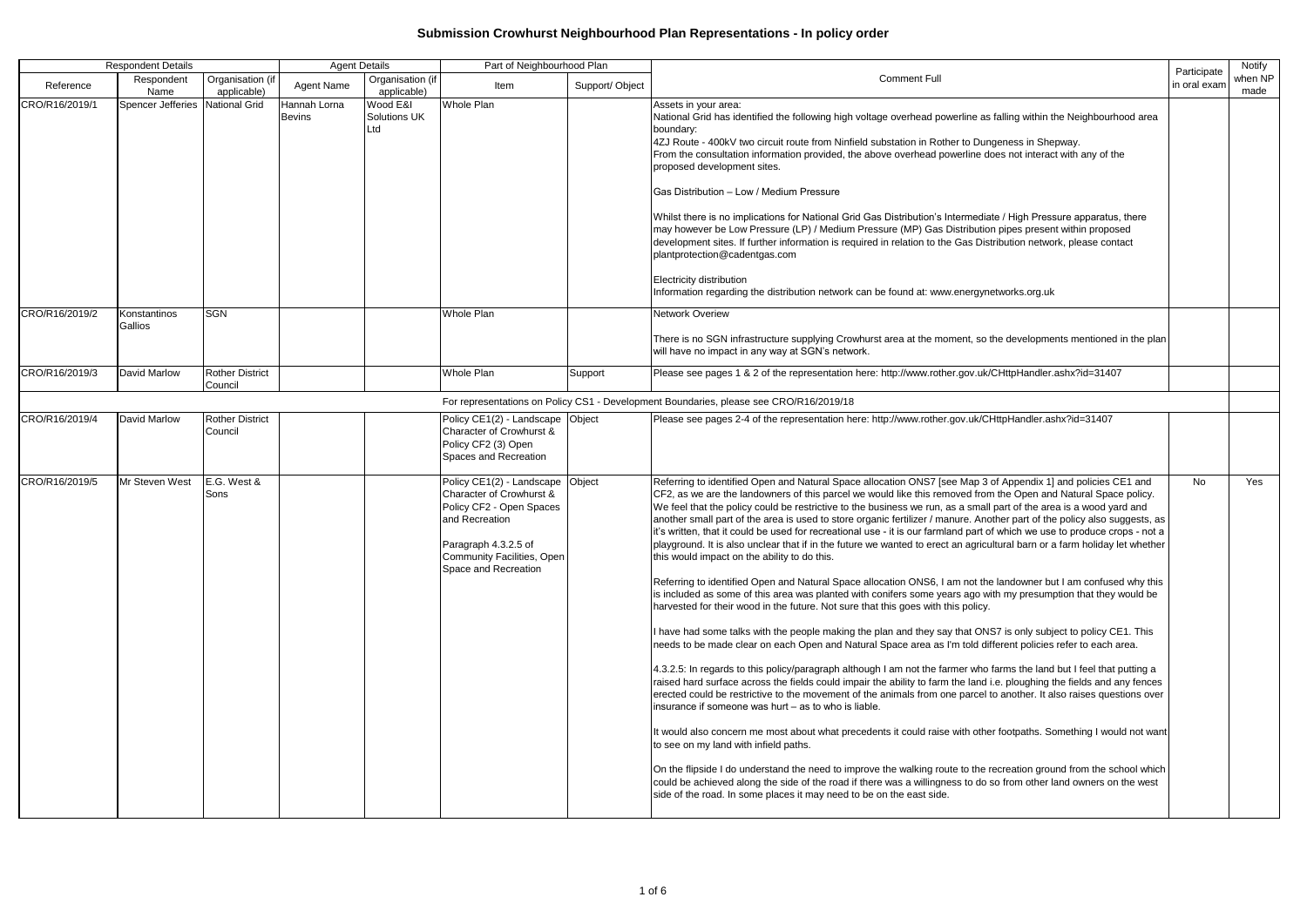# Submission Crowhurst Neighbourhood Plan Representations - In policy order

| Respondent Details | | | Agent Details | | Part of Neighbourhood Plan | | Comment Full | Participate in oral exam | Notify when NP made |
|---|---|---|---|---|---|---|---|---|---|
| Reference | Respondent Name | Organisation (if applicable) | Agent Name | Organisation (if applicable) | Item | Support/ Object | | | |
| CRO/R16/2019/1 | Spencer Jefferies | National Grid | Hannah Lorna Bevins | Wood E&I Solutions UK Ltd | Whole Plan | | Assets in your area:<br>National Grid has identified the following high voltage overhead powerline as falling within the Neighbourhood area boundary:<br>4ZJ Route - 400kV two circuit route from Ninfield substation in Rother to Dungeness in Shepway.<br>From the consultation information provided, the above overhead powerline does not interact with any of the proposed development sites.<br><br>Gas Distribution – Low / Medium Pressure<br><br>Whilst there is no implications for National Grid Gas Distribution's Intermediate / High Pressure apparatus, there may however be Low Pressure (LP) / Medium Pressure (MP) Gas Distribution pipes present within proposed development sites. If further information is required in relation to the Gas Distribution network, please contact plantprotection@cadentgas.com<br><br>Electricity distribution<br>Information regarding the distribution network can be found at: www.energynetworks.org.uk | | |
| CRO/R16/2019/2 | Konstantinos Gallios | SGN | | | Whole Plan | | Network Overview<br><br>There is no SGN infrastructure supplying Crowhurst area at the moment, so the developments mentioned in the plan will have no impact in any way at SGN's network. | | |
| CRO/R16/2019/3 | David Marlow | Rother District Council | | | Whole Plan | Support | Please see pages 1 & 2 of the representation here: http://www.rother.gov.uk/CHttpHandler.ashx?id=31407 | | |
| For representations on Policy CS1 - Development Boundaries, please see CRO/R16/2019/18 | | | | | | | | | |
| CRO/R16/2019/4 | David Marlow | Rother District Council | | | Policy CE1(2) - Landscape Character of Crowhurst & Policy CF2 (3) Open Spaces and Recreation | Object | Please see pages 2-4 of the representation here: http://www.rother.gov.uk/CHttpHandler.ashx?id=31407 | | |
| CRO/R16/2019/5 | Mr Steven West | E.G. West & Sons | | | Policy CE1(2) - Landscape Character of Crowhurst & Policy CF2 - Open Spaces and Recreation<br><br>Paragraph 4.3.2.5 of Community Facilities, Open Space and Recreation | Object | Referring to identified Open and Natural Space allocation ONS7 [see Map 3 of Appendix 1] and policies CE1 and CF2, as we are the landowners of this parcel we would like this removed from the Open and Natural Space policy. We feel that the policy could be restrictive to the business we run, as a small part of the area is a wood yard and another small part of the area is used to store organic fertilizer / manure. Another part of the policy also suggests, as it's written, that it could be used for recreational use - it is our farmland part of which we use to produce crops - not a playground. It is also unclear that if in the future we wanted to erect an agricultural barn or a farm holiday let whether this would impact on the ability to do this.<br><br>Referring to identified Open and Natural Space allocation ONS6, I am not the landowner but I am confused why this is included as some of this area was planted with conifers some years ago with my presumption that they would be harvested for their wood in the future. Not sure that this goes with this policy.<br><br>I have had some talks with the people making the plan and they say that ONS7 is only subject to policy CE1. This needs to be made clear on each Open and Natural Space area as I'm told different policies refer to each area.<br><br>4.3.2.5: In regards to this policy/paragraph although I am not the farmer who farms the land but I feel that putting a raised hard surface across the fields could impair the ability to farm the land i.e. ploughing the fields and any fences erected could be restrictive to the movement of the animals from one parcel to another. It also raises questions over insurance if someone was hurt – as to who is liable.<br><br>It would also concern me most about what precedents it could raise with other footpaths. Something I would not want to see on my land with infield paths.<br><br>On the flipside I do understand the need to improve the walking route to the recreation ground from the school which could be achieved along the side of the road if there was a willingness to do so from other land owners on the west side of the road. In some places it may need to be on the east side. | No | Yes |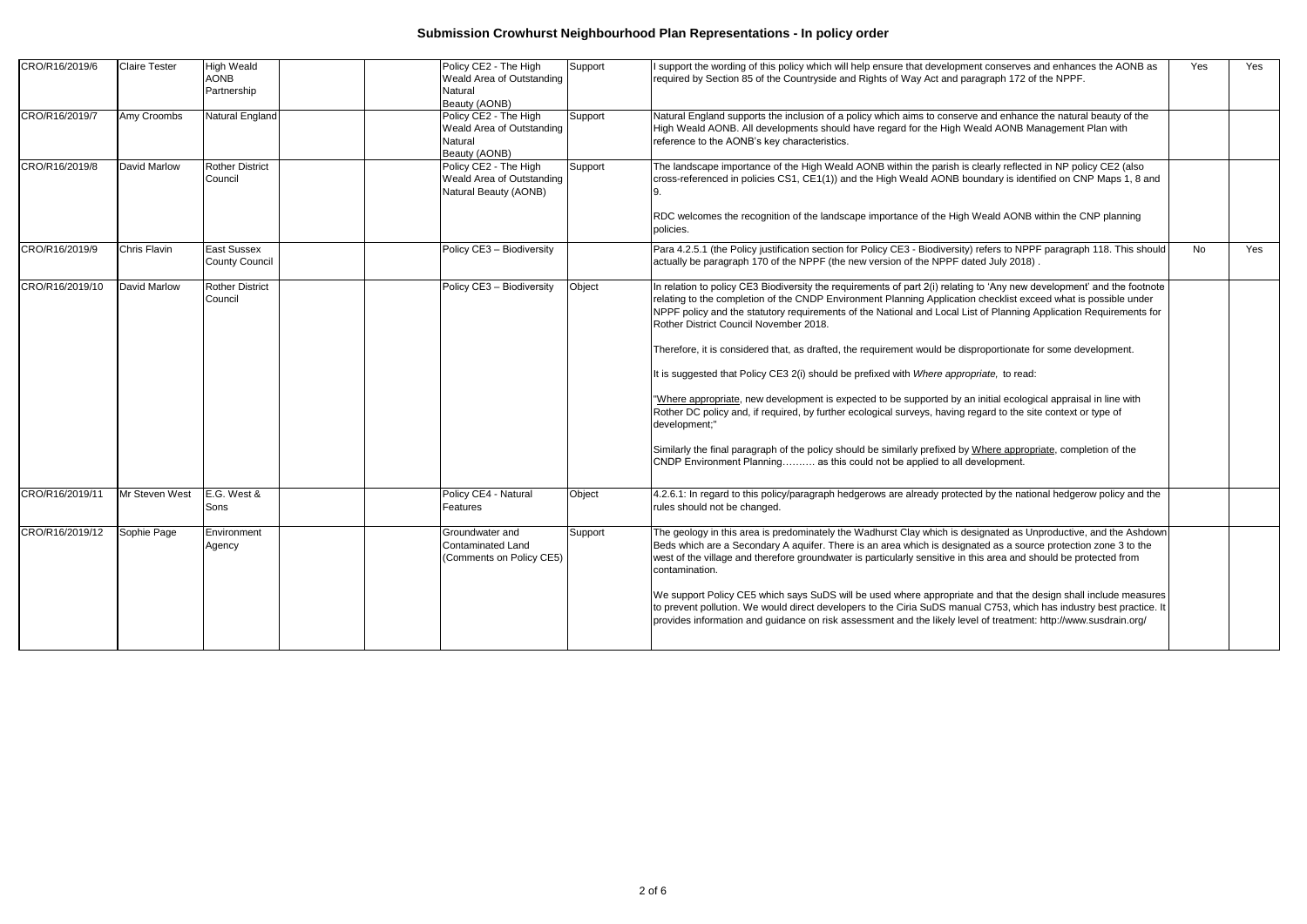# Submission Crowhurst Neighbourhood Plan Representations - In policy order

| | | | | | | | | | |
|---|---|---|---|---|---|---|---|---|---|
| CRO/R16/2019/6 | Claire Tester | High Weald AONB Partnership | | | Policy CE2 - The High Weald Area of Outstanding Natural Beauty (AONB) | Support | I support the wording of this policy which will help ensure that development conserves and enhances the AONB as required by Section 85 of the Countryside and Rights of Way Act and paragraph 172 of the NPPF. | Yes | Yes |
| CRO/R16/2019/7 | Amy Croombs | Natural England | | | Policy CE2 - The High Weald Area of Outstanding Natural Beauty (AONB) | Support | Natural England supports the inclusion of a policy which aims to conserve and enhance the natural beauty of the High Weald AONB. All developments should have regard for the High Weald AONB Management Plan with reference to the AONB's key characteristics. | | |
| CRO/R16/2019/8 | David Marlow | Rother District Council | | | Policy CE2 - The High Weald Area of Outstanding Natural Beauty (AONB) | Support | The landscape importance of the High Weald AONB within the parish is clearly reflected in NP policy CE2 (also cross-referenced in policies CS1, CE1(1)) and the High Weald AONB boundary is identified on CNP Maps 1, 8 and 9.<br><br>RDC welcomes the recognition of the landscape importance of the High Weald AONB within the CNP planning policies. | | |
| CRO/R16/2019/9 | Chris Flavin | East Sussex County Council | | | Policy CE3 – Biodiversity | | Para 4.2.5.1 (the Policy justification section for Policy CE3 - Biodiversity) refers to NPPF paragraph 118. This should actually be paragraph 170 of the NPPF (the new version of the NPPF dated July 2018) . | No | Yes |
| CRO/R16/2019/10 | David Marlow | Rother District Council | | | Policy CE3 – Biodiversity | Object | In relation to policy CE3 Biodiversity the requirements of part 2(i) relating to 'Any new development' and the footnote relating to the completion of the CNDP Environment Planning Application checklist exceed what is possible under NPPF policy and the statutory requirements of the National and Local List of Planning Application Requirements for Rother District Council November 2018.<br><br>Therefore, it is considered that, as drafted, the requirement would be disproportionate for some development.<br><br>It is suggested that Policy CE3 2(i) should be prefixed with *Where appropriate,* to read:<br><br>"Where appropriate, new development is expected to be supported by an initial ecological appraisal in line with Rother DC policy and, if required, by further ecological surveys, having regard to the site context or type of development;"<br><br>Similarly the final paragraph of the policy should be similarly prefixed by Where appropriate, completion of the CNDP Environment Planning………. as this could not be applied to all development. | | |
| CRO/R16/2019/11 | Mr Steven West | E.G. West & Sons | | | Policy CE4 - Natural Features | Object | 4.2.6.1: In regard to this policy/paragraph hedgerows are already protected by the national hedgerow policy and the rules should not be changed. | | |
| CRO/R16/2019/12 | Sophie Page | Environment Agency | | | Groundwater and Contaminated Land (Comments on Policy CE5) | Support | The geology in this area is predominately the Wadhurst Clay which is designated as Unproductive, and the Ashdown Beds which are a Secondary A aquifer. There is an area which is designated as a source protection zone 3 to the west of the village and therefore groundwater is particularly sensitive in this area and should be protected from contamination.<br><br>We support Policy CE5 which says SuDS will be used where appropriate and that the design shall include measures to prevent pollution. We would direct developers to the Ciria SuDS manual C753, which has industry best practice. It provides information and guidance on risk assessment and the likely level of treatment: http://www.susdrain.org/ | | |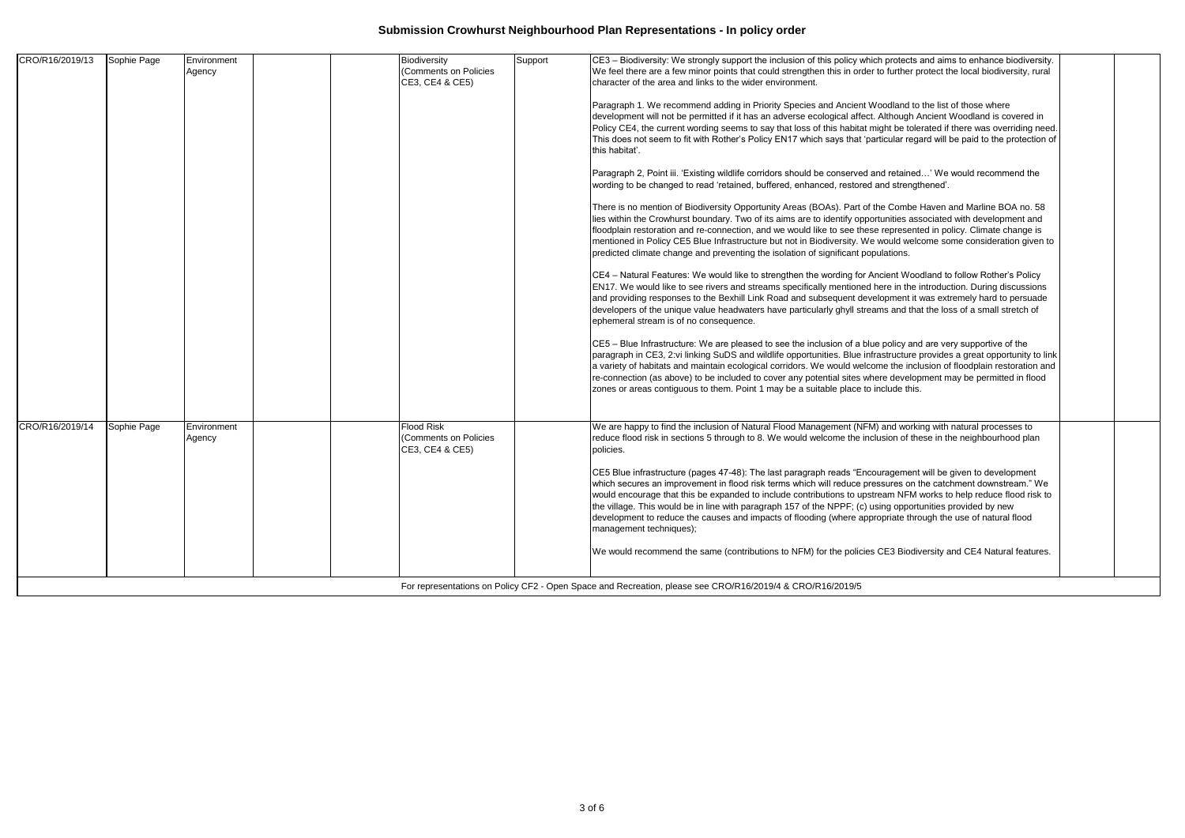# Submission Crowhurst Neighbourhood Plan Representations - In policy order

| | | | | | | | | | |
|---|---|---|---|---|---|---|---|---|---|
| CRO/R16/2019/13 | Sophie Page | Environment Agency | | | Biodiversity (Comments on Policies CE3, CE4 & CE5) | Support | CE3 – Biodiversity: We strongly support the inclusion of this policy which protects and aims to enhance biodiversity. We feel there are a few minor points that could strengthen this in order to further protect the local biodiversity, rural character of the area and links to the wider environment.<br><br>Paragraph 1. We recommend adding in Priority Species and Ancient Woodland to the list of those where development will not be permitted if it has an adverse ecological affect. Although Ancient Woodland is covered in Policy CE4, the current wording seems to say that loss of this habitat might be tolerated if there was overriding need. This does not seem to fit with Rother's Policy EN17 which says that 'particular regard will be paid to the protection of this habitat'.<br><br>Paragraph 2, Point iii. 'Existing wildlife corridors should be conserved and retained…' We would recommend the wording to be changed to read 'retained, buffered, enhanced, restored and strengthened'.<br><br>There is no mention of Biodiversity Opportunity Areas (BOAs). Part of the Combe Haven and Marline BOA no. 58 lies within the Crowhurst boundary. Two of its aims are to identify opportunities associated with development and floodplain restoration and re-connection, and we would like to see these represented in policy. Climate change is mentioned in Policy CE5 Blue Infrastructure but not in Biodiversity. We would welcome some consideration given to predicted climate change and preventing the isolation of significant populations.<br><br>CE4 – Natural Features: We would like to strengthen the wording for Ancient Woodland to follow Rother's Policy EN17. We would like to see rivers and streams specifically mentioned here in the introduction. During discussions and providing responses to the Bexhill Link Road and subsequent development it was extremely hard to persuade developers of the unique value headwaters have particularly ghyll streams and that the loss of a small stretch of ephemeral stream is of no consequence.<br><br>CE5 – Blue Infrastructure: We are pleased to see the inclusion of a blue policy and are very supportive of the paragraph in CE3, 2:vi linking SuDS and wildlife opportunities. Blue infrastructure provides a great opportunity to link a variety of habitats and maintain ecological corridors. We would welcome the inclusion of floodplain restoration and re-connection (as above) to be included to cover any potential sites where development may be permitted in flood zones or areas contiguous to them. Point 1 may be a suitable place to include this. | | |
| CRO/R16/2019/14 | Sophie Page | Environment Agency | | | Flood Risk (Comments on Policies CE3, CE4 & CE5) | | We are happy to find the inclusion of Natural Flood Management (NFM) and working with natural processes to reduce flood risk in sections 5 through to 8. We would welcome the inclusion of these in the neighbourhood plan policies.<br><br>CE5 Blue infrastructure (pages 47-48): The last paragraph reads "Encouragement will be given to development which secures an improvement in flood risk terms which will reduce pressures on the catchment downstream." We would encourage that this be expanded to include contributions to upstream NFM works to help reduce flood risk to the village. This would be in line with paragraph 157 of the NPPF; (c) using opportunities provided by new development to reduce the causes and impacts of flooding (where appropriate through the use of natural flood management techniques);<br><br>We would recommend the same (contributions to NFM) for the policies CE3 Biodiversity and CE4 Natural features. | | |
| For representations on Policy CF2 - Open Space and Recreation, please see CRO/R16/2019/4 & CRO/R16/2019/5 | | | | | | | | | |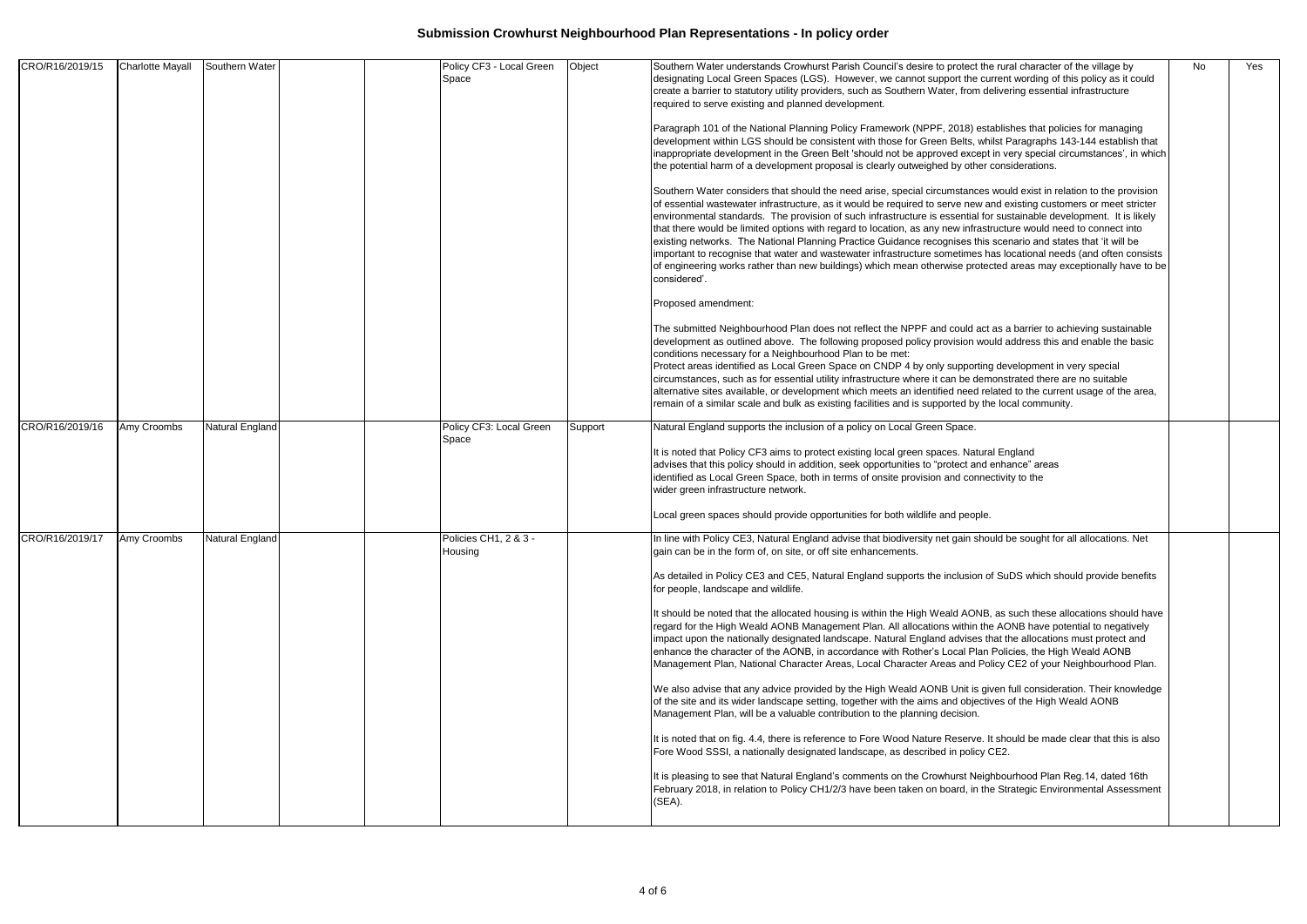# Submission Crowhurst Neighbourhood Plan Representations - In policy order

| | | | | | | | | | |
|---|---|---|---|---|---|---|---|---|---|
| CRO/R16/2019/15 | Charlotte Mayall | Southern Water | | | Policy CF3 - Local Green Space | Object | Southern Water understands Crowhurst Parish Council's desire to protect the rural character of the village by designating Local Green Spaces (LGS). However, we cannot support the current wording of this policy as it could create a barrier to statutory utility providers, such as Southern Water, from delivering essential infrastructure required to serve existing and planned development.<br><br>Paragraph 101 of the National Planning Policy Framework (NPPF, 2018) establishes that policies for managing development within LGS should be consistent with those for Green Belts, whilst Paragraphs 143-144 establish that inappropriate development in the Green Belt 'should not be approved except in very special circumstances', in which the potential harm of a development proposal is clearly outweighed by other considerations.<br><br>Southern Water considers that should the need arise, special circumstances would exist in relation to the provision of essential wastewater infrastructure, as it would be required to serve new and existing customers or meet stricter environmental standards. The provision of such infrastructure is essential for sustainable development. It is likely that there would be limited options with regard to location, as any new infrastructure would need to connect into existing networks. The National Planning Practice Guidance recognises this scenario and states that 'it will be important to recognise that water and wastewater infrastructure sometimes has locational needs (and often consists of engineering works rather than new buildings) which mean otherwise protected areas may exceptionally have to be considered'.<br><br>Proposed amendment:<br><br>The submitted Neighbourhood Plan does not reflect the NPPF and could act as a barrier to achieving sustainable development as outlined above. The following proposed policy provision would address this and enable the basic conditions necessary for a Neighbourhood Plan to be met:<br>Protect areas identified as Local Green Space on CNDP 4 by only supporting development in very special circumstances, such as for essential utility infrastructure where it can be demonstrated there are no suitable alternative sites available, or development which meets an identified need related to the current usage of the area, remain of a similar scale and bulk as existing facilities and is supported by the local community. | No | Yes |
| CRO/R16/2019/16 | Amy Croombs | Natural England | | | Policy CF3: Local Green Space | Support | Natural England supports the inclusion of a policy on Local Green Space.<br><br>It is noted that Policy CF3 aims to protect existing local green spaces. Natural England advises that this policy should in addition, seek opportunities to "protect and enhance" areas identified as Local Green Space, both in terms of onsite provision and connectivity to the wider green infrastructure network.<br><br>Local green spaces should provide opportunities for both wildlife and people. | | |
| CRO/R16/2019/17 | Amy Croombs | Natural England | | | Policies CH1, 2 & 3 - Housing | | In line with Policy CE3, Natural England advise that biodiversity net gain should be sought for all allocations. Net gain can be in the form of, on site, or off site enhancements.<br><br>As detailed in Policy CE3 and CE5, Natural England supports the inclusion of SuDS which should provide benefits for people, landscape and wildlife.<br><br>It should be noted that the allocated housing is within the High Weald AONB, as such these allocations should have regard for the High Weald AONB Management Plan. All allocations within the AONB have potential to negatively impact upon the nationally designated landscape. Natural England advises that the allocations must protect and enhance the character of the AONB, in accordance with Rother's Local Plan Policies, the High Weald AONB Management Plan, National Character Areas, Local Character Areas and Policy CE2 of your Neighbourhood Plan.<br><br>We also advise that any advice provided by the High Weald AONB Unit is given full consideration. Their knowledge of the site and its wider landscape setting, together with the aims and objectives of the High Weald AONB Management Plan, will be a valuable contribution to the planning decision.<br><br>It is noted that on fig. 4.4, there is reference to Fore Wood Nature Reserve. It should be made clear that this is also Fore Wood SSSI, a nationally designated landscape, as described in policy CE2.<br><br>It is pleasing to see that Natural England's comments on the Crowhurst Neighbourhood Plan Reg.14, dated 16th February 2018, in relation to Policy CH1/2/3 have been taken on board, in the Strategic Environmental Assessment (SEA). | | |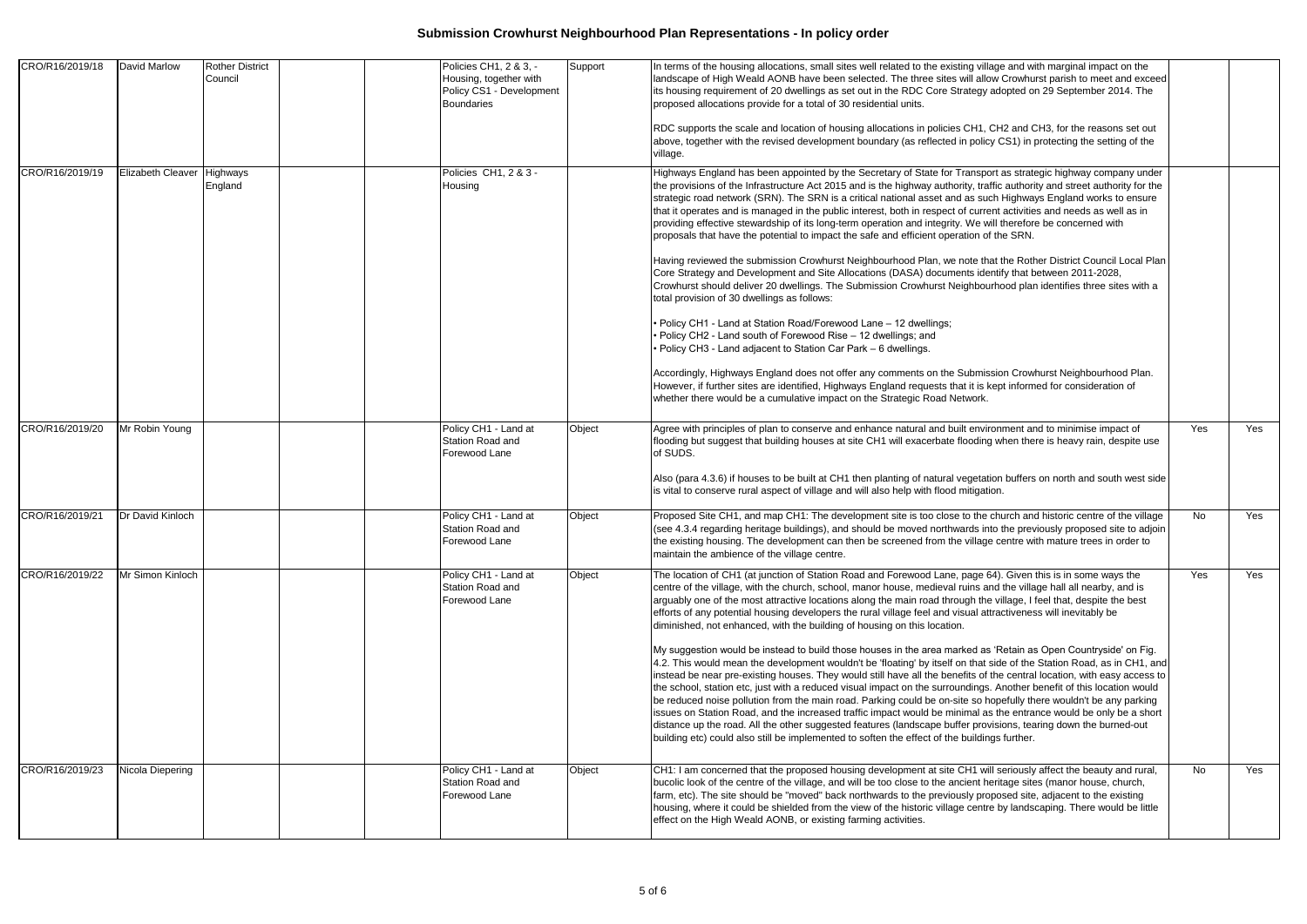# Submission Crowhurst Neighbourhood Plan Representations - In policy order

| | | | | | | | | | |
|---|---|---|---|---|---|---|---|---|---|
| CRO/R16/2019/18 | David Marlow | Rother District Council | | | Policies CH1, 2 & 3, - Housing, together with Policy CS1 - Development Boundaries | Support | In terms of the housing allocations, small sites well related to the existing village and with marginal impact on the landscape of High Weald AONB have been selected. The three sites will allow Crowhurst parish to meet and exceed its housing requirement of 20 dwellings as set out in the RDC Core Strategy adopted on 29 September 2014. The proposed allocations provide for a total of 30 residential units.<br><br>RDC supports the scale and location of housing allocations in policies CH1, CH2 and CH3, for the reasons set out above, together with the revised development boundary (as reflected in policy CS1) in protecting the setting of the village. | | |
| CRO/R16/2019/19 | Elizabeth Cleaver | Highways England | | | Policies CH1, 2 & 3 - Housing | | Highways England has been appointed by the Secretary of State for Transport as strategic highway company under the provisions of the Infrastructure Act 2015 and is the highway authority, traffic authority and street authority for the strategic road network (SRN). The SRN is a critical national asset and as such Highways England works to ensure that it operates and is managed in the public interest, both in respect of current activities and needs as well as in providing effective stewardship of its long-term operation and integrity. We will therefore be concerned with proposals that have the potential to impact the safe and efficient operation of the SRN.<br><br>Having reviewed the submission Crowhurst Neighbourhood Plan, we note that the Rother District Council Local Plan Core Strategy and Development and Site Allocations (DASA) documents identify that between 2011-2028, Crowhurst should deliver 20 dwellings. The Submission Crowhurst Neighbourhood plan identifies three sites with a total provision of 30 dwellings as follows:<br><br>• Policy CH1 - Land at Station Road/Forewood Lane – 12 dwellings;<br>• Policy CH2 - Land south of Forewood Rise – 12 dwellings; and<br>• Policy CH3 - Land adjacent to Station Car Park – 6 dwellings.<br><br>Accordingly, Highways England does not offer any comments on the Submission Crowhurst Neighbourhood Plan. However, if further sites are identified, Highways England requests that it is kept informed for consideration of whether there would be a cumulative impact on the Strategic Road Network. | | |
| CRO/R16/2019/20 | Mr Robin Young | | | | Policy CH1 - Land at Station Road and Forewood Lane | Object | Agree with principles of plan to conserve and enhance natural and built environment and to minimise impact of flooding but suggest that building houses at site CH1 will exacerbate flooding when there is heavy rain, despite use of SUDS.<br><br>Also (para 4.3.6) if houses to be built at CH1 then planting of natural vegetation buffers on north and south west side is vital to conserve rural aspect of village and will also help with flood mitigation. | Yes | Yes |
| CRO/R16/2019/21 | Dr David Kinloch | | | | Policy CH1 - Land at Station Road and Forewood Lane | Object | Proposed Site CH1, and map CH1: The development site is too close to the church and historic centre of the village (see 4.3.4 regarding heritage buildings), and should be moved northwards into the previously proposed site to adjoin the existing housing. The development can then be screened from the village centre with mature trees in order to maintain the ambience of the village centre. | No | Yes |
| CRO/R16/2019/22 | Mr Simon Kinloch | | | | Policy CH1 - Land at Station Road and Forewood Lane | Object | The location of CH1 (at junction of Station Road and Forewood Lane, page 64). Given this is in some ways the centre of the village, with the church, school, manor house, medieval ruins and the village hall all nearby, and is arguably one of the most attractive locations along the main road through the village, I feel that, despite the best efforts of any potential housing developers the rural village feel and visual attractiveness will inevitably be diminished, not enhanced, with the building of housing on this location.<br><br>My suggestion would be instead to build those houses in the area marked as 'Retain as Open Countryside' on Fig. 4.2. This would mean the development wouldn't be 'floating' by itself on that side of the Station Road, as in CH1, and instead be near pre-existing houses. They would still have all the benefits of the central location, with easy access to the school, station etc, just with a reduced visual impact on the surroundings. Another benefit of this location would be reduced noise pollution from the main road. Parking could be on-site so hopefully there wouldn't be any parking issues on Station Road, and the increased traffic impact would be minimal as the entrance would be only be a short distance up the road. All the other suggested features (landscape buffer provisions, tearing down the burned-out building etc) could also still be implemented to soften the effect of the buildings further. | Yes | Yes |
| CRO/R16/2019/23 | Nicola Diepering | | | | Policy CH1 - Land at Station Road and Forewood Lane | Object | CH1: I am concerned that the proposed housing development at site CH1 will seriously affect the beauty and rural, bucolic look of the centre of the village, and will be too close to the ancient heritage sites (manor house, church, farm, etc). The site should be "moved" back northwards to the previously proposed site, adjacent to the existing housing, where it could be shielded from the view of the historic village centre by landscaping. There would be little effect on the High Weald AONB, or existing farming activities. | No | Yes |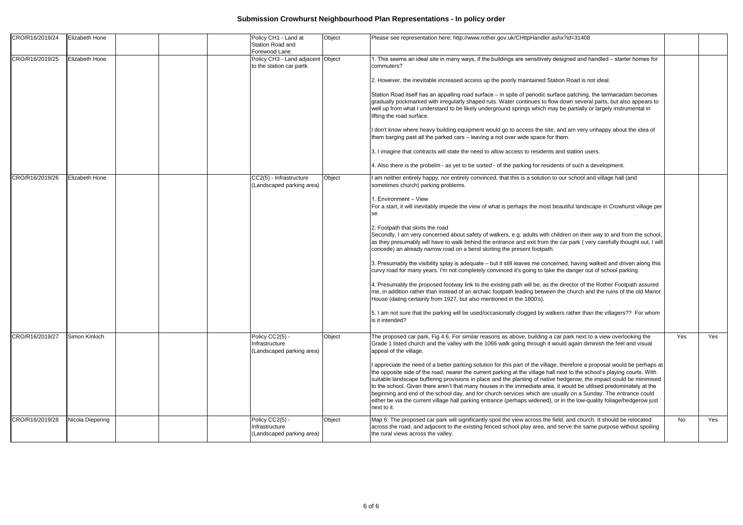# Submission Crowhurst Neighbourhood Plan Representations - In policy order

| | | | | | | | | | |
|---|---|---|---|---|---|---|---|---|---|
| CRO/R16/2019/24 | Elizabeth Hone | | | | Policy CH1 - Land at Station Road and Forewood Lane | Object | Please see representation here: http://www.rother.gov.uk/CHttpHandler.ashx?id=31408 | | |
| CRO/R16/2019/25 | Elizabeth Hone | | | | Policy CH3 - Land adjacent to the station car partk | Object | 1. This seems an ideal site in many ways, if the buildings are sensitively designed and handled – starter homes for commuters?<br><br>2. However, the inevitable increased access up the poorly maintained Station Road is not ideal.<br><br>Station Road itself has an appalling road surface – in spite of periodic surface patching, the tarmacadam becomes gradually pockmarked with irregularly shaped ruts. Water continues to flow down several parts, but also appears to well up from what I understand to be likely underground springs which may be partially or largely instrumental in lifting the road surface.<br><br>I don't know where heavy building equipment would go to access the site, and am very unhappy about the idea of them barging past all the parked cars – leaving a not over wide space for them.<br><br>3. I imagine that contracts will state the need to allow access to residents and station users.<br><br>4. Also there is the probelm - as yet to be sorted - of the parking for residents of such a development. | | |
| CRO/R16/2019/26 | Elizabeth Hone | | | | CC2(5) - Infrastructure (Landscaped parking area) | Object | I am neither entirely happy, nor entirely convinced, that this is a solution to our school and village hall (and sometimes church) parking problems.<br><br>1. Environment – View<br>For a start, it will inevitably impede the view of what is perhaps the most beautiful landscape in Crowhurst village per se.<br><br>2. Footpath that skirts the road<br>Secondly, I am very concerned about safety of walkers, e.g. adults with children on their way to and from the school, as they presumably will have to walk behind the entrance and exit from the car park ( very carefully thought out, I will concede) an already narrow road on a bend skirting the present footpath.<br><br>3. Presumably the visibility splay is adequate – but it still leaves me concerned, having walked and driven along this curvy road for many years. I'm not completely convinced it's going to take the danger out of school parking.<br><br>4. Presumably the proposed footway link to the existing path will be, as the director of the Rother Footpath assured me, in addition rather than instead of an archaic footpath leading between the church and the ruins of the old Manor House (dating certainly from 1927, but also mentioned in the 1800's).<br><br>5. I am not sure that the parking will be used/occasionally clogged by walkers rather than the villagers?? For whom is it intended? | | |
| CRO/R16/2019/27 | Simon Kinloch | | | | Policy CC2(5) - Infrastructure (Landscaped parking area) | Object | The proposed car park, Fig 4.6. For similar reasons as above, building a car park next to a view overlooking the Grade 1 listed church and the valley with the 1066 walk going through it would again diminish the feel and visual appeal of the village.<br><br>I appreciate the need of a better parking solution for this part of the village, therefore a proposal would be perhaps at the opposite side of the road, nearer the current parking at the village hall next to the school's playing courts. With suitable landscape buffering provisions in place and the planting of native hedgerow, the impact could be minimised to the school. Given there aren't that many houses in the immediate area, it would be utilised predominately at the beginning and end of the school day, and for church services which are usually on a Sunday. The entrance could either be via the current village hall parking entrance (perhaps widened), or in the low-quality foliage/hedgerow just next to it. | Yes | Yes |
| CRO/R16/2019/28 | Nicola Diepering | | | | Policy CC2(5) - Infrastructure (Landscaped parking area) | Object | Map 6: The proposed car park will significantly spoil the view across the field, and church. It should be relocated across the road, and adjacent to the existing fenced school play area, and serve the same purpose without spoiling the rural views across the valley. | No | Yes |